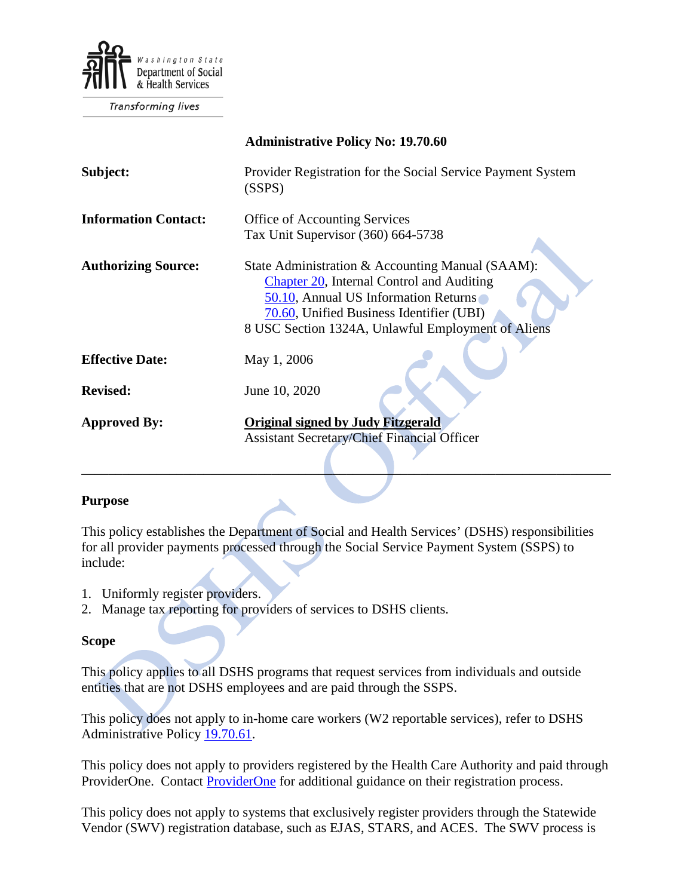Washington State Department of Social & Health Services

*Transforming lives*

**Administrative Policy No: 19.70.60**

| | |
|---|---|
| **Subject:** | Provider Registration for the Social Service Payment System (SSPS) |
| **Information Contact:** | Office of Accounting Services<br>Tax Unit Supervisor (360) 664-5738 |
| **Authorizing Source:** | State Administration & Accounting Manual (SAAM):<br>Chapter 20, Internal Control and Auditing<br>50.10, Annual US Information Returns<br>70.60, Unified Business Identifier (UBI)<br>8 USC Section 1324A, Unlawful Employment of Aliens |
| **Effective Date:** | May 1, 2006 |
| **Revised:** | June 10, 2020 |
| **Approved By:** | **Original signed by Judy Fitzgerald**<br>Assistant Secretary/Chief Financial Officer |

---

## Purpose

This policy establishes the Department of Social and Health Services' (DSHS) responsibilities for all provider payments processed through the Social Service Payment System (SSPS) to include:

1. Uniformly register providers.
2. Manage tax reporting for providers of services to DSHS clients.

## Scope

This policy applies to all DSHS programs that request services from individuals and outside entities that are not DSHS employees and are paid through the SSPS.

This policy does not apply to in-home care workers (W2 reportable services), refer to DSHS Administrative Policy 19.70.61.

This policy does not apply to providers registered by the Health Care Authority and paid through ProviderOne. Contact ProviderOne for additional guidance on their registration process.

This policy does not apply to systems that exclusively register providers through the Statewide Vendor (SWV) registration database, such as EJAS, STARS, and ACES. The SWV process is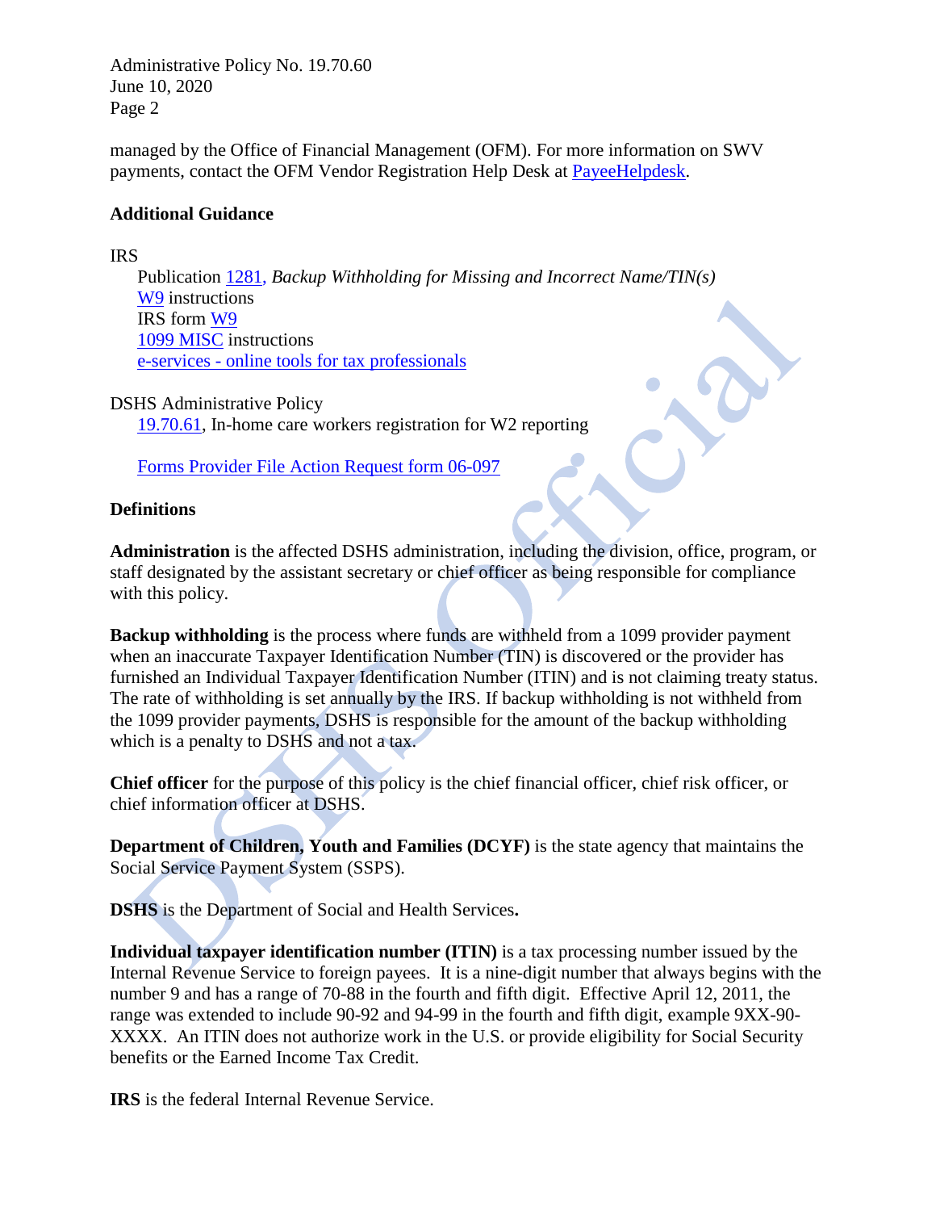managed by the Office of Financial Management (OFM). For more information on SWV payments, contact the OFM Vendor Registration Help Desk at PayeeHelpdesk.

**Additional Guidance**

IRS

- Publication 1281, *Backup Withholding for Missing and Incorrect Name/TIN(s)*
- W9 instructions
- IRS form W9
- 1099 MISC instructions
- e-services - online tools for tax professionals

DSHS Administrative Policy

- 19.70.61, In-home care workers registration for W2 reporting

- Forms Provider File Action Request form 06-097

**Definitions**

**Administration** is the affected DSHS administration, including the division, office, program, or staff designated by the assistant secretary or chief officer as being responsible for compliance with this policy.

**Backup withholding** is the process where funds are withheld from a 1099 provider payment when an inaccurate Taxpayer Identification Number (TIN) is discovered or the provider has furnished an Individual Taxpayer Identification Number (ITIN) and is not claiming treaty status. The rate of withholding is set annually by the IRS. If backup withholding is not withheld from the 1099 provider payments, DSHS is responsible for the amount of the backup withholding which is a penalty to DSHS and not a tax.

**Chief officer** for the purpose of this policy is the chief financial officer, chief risk officer, or chief information officer at DSHS.

**Department of Children, Youth and Families (DCYF)** is the state agency that maintains the Social Service Payment System (SSPS).

**DSHS** is the Department of Social and Health Services**.**

**Individual taxpayer identification number (ITIN)** is a tax processing number issued by the Internal Revenue Service to foreign payees. It is a nine-digit number that always begins with the number 9 and has a range of 70-88 in the fourth and fifth digit. Effective April 12, 2011, the range was extended to include 90-92 and 94-99 in the fourth and fifth digit, example 9XX-90-XXXX. An ITIN does not authorize work in the U.S. or provide eligibility for Social Security benefits or the Earned Income Tax Credit.

**IRS** is the federal Internal Revenue Service.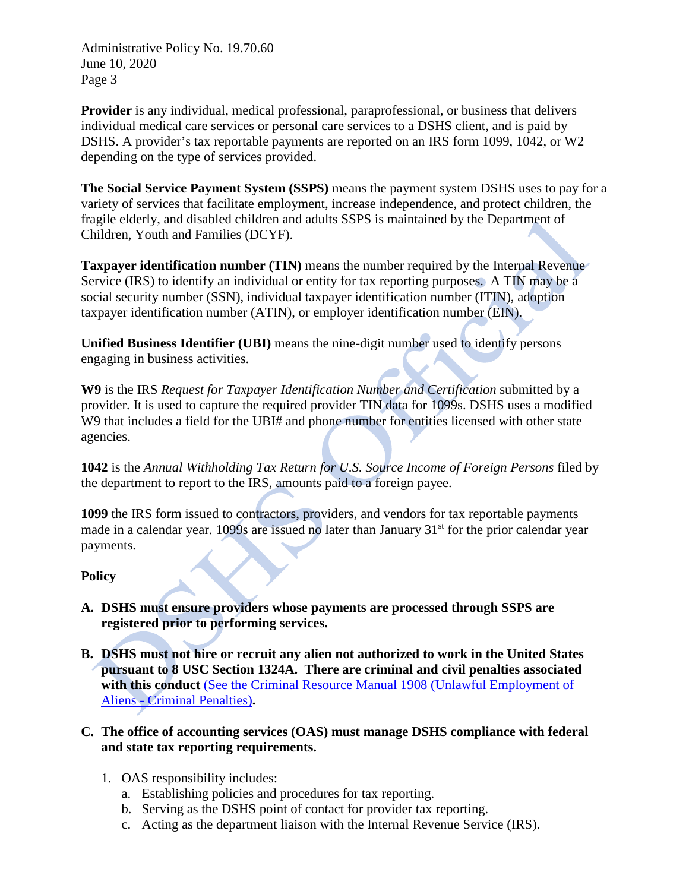**Provider** is any individual, medical professional, paraprofessional, or business that delivers individual medical care services or personal care services to a DSHS client, and is paid by DSHS. A provider's tax reportable payments are reported on an IRS form 1099, 1042, or W2 depending on the type of services provided.

**The Social Service Payment System (SSPS)** means the payment system DSHS uses to pay for a variety of services that facilitate employment, increase independence, and protect children, the fragile elderly, and disabled children and adults SSPS is maintained by the Department of Children, Youth and Families (DCYF).

**Taxpayer identification number (TIN)** means the number required by the Internal Revenue Service (IRS) to identify an individual or entity for tax reporting purposes. A TIN may be a social security number (SSN), individual taxpayer identification number (ITIN), adoption taxpayer identification number (ATIN), or employer identification number (EIN).

**Unified Business Identifier (UBI)** means the nine-digit number used to identify persons engaging in business activities.

**W9** is the IRS *Request for Taxpayer Identification Number and Certification* submitted by a provider. It is used to capture the required provider TIN data for 1099s. DSHS uses a modified W9 that includes a field for the UBI# and phone number for entities licensed with other state agencies.

**1042** is the *Annual Withholding Tax Return for U.S. Source Income of Foreign Persons* filed by the department to report to the IRS, amounts paid to a foreign payee.

**1099** the IRS form issued to contractors, providers, and vendors for tax reportable payments made in a calendar year. 1099s are issued no later than January 31st for the prior calendar year payments.

## Policy

**A. DSHS must ensure providers whose payments are processed through SSPS are registered prior to performing services.**

**B. DSHS must not hire or recruit any alien not authorized to work in the United States pursuant to 8 USC Section 1324A. There are criminal and civil penalties associated with this conduct** (See the Criminal Resource Manual 1908 (Unlawful Employment of Aliens - Criminal Penalties)**.**

**C. The office of accounting services (OAS) must manage DSHS compliance with federal and state tax reporting requirements.**

1. OAS responsibility includes:
   a. Establishing policies and procedures for tax reporting.
   b. Serving as the DSHS point of contact for provider tax reporting.
   c. Acting as the department liaison with the Internal Revenue Service (IRS).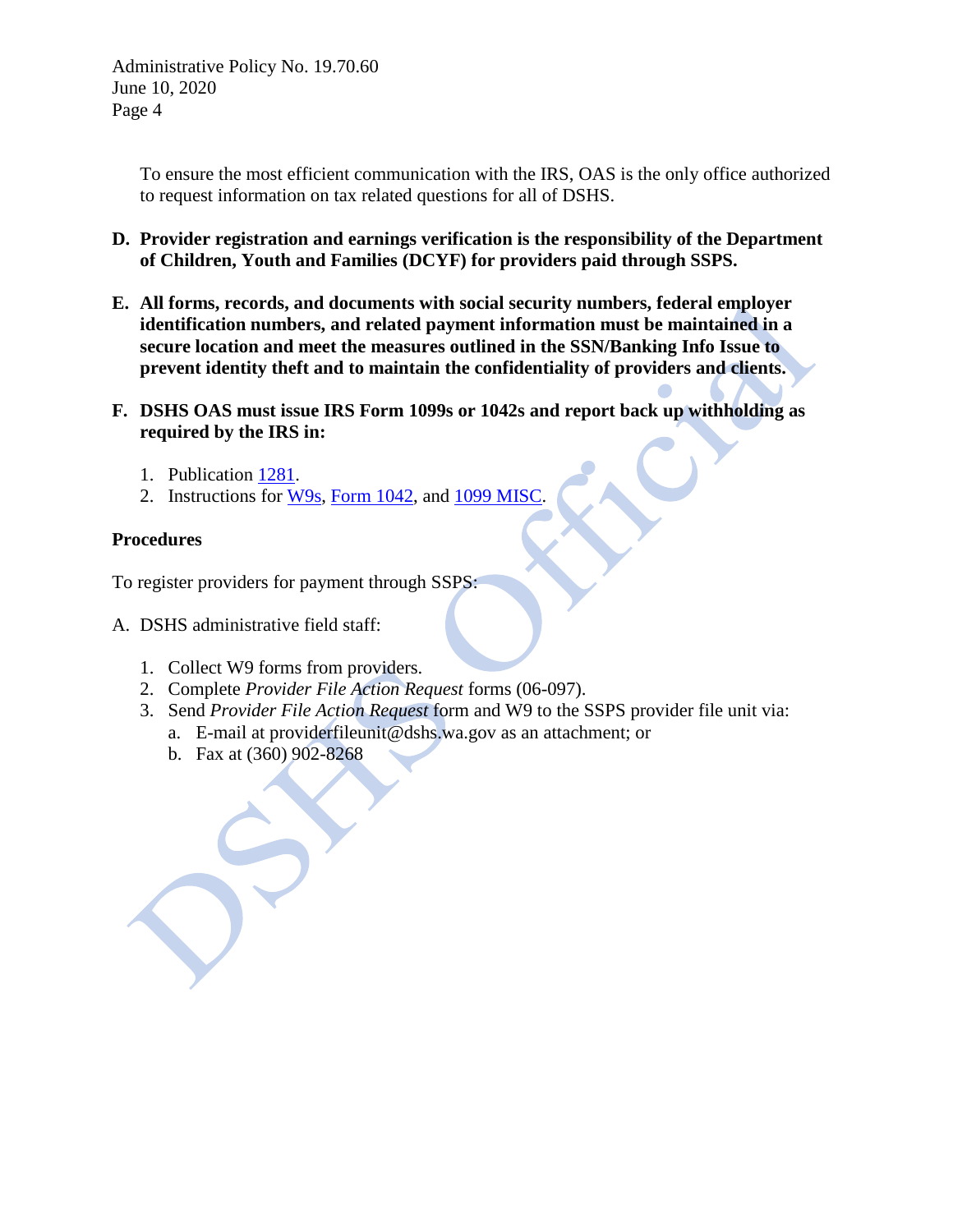To ensure the most efficient communication with the IRS, OAS is the only office authorized to request information on tax related questions for all of DSHS.

**D. Provider registration and earnings verification is the responsibility of the Department of Children, Youth and Families (DCYF) for providers paid through SSPS.**

**E. All forms, records, and documents with social security numbers, federal employer identification numbers, and related payment information must be maintained in a secure location and meet the measures outlined in the SSN/Banking Info Issue to prevent identity theft and to maintain the confidentiality of providers and clients.**

**F. DSHS OAS must issue IRS Form 1099s or 1042s and report back up withholding as required by the IRS in:**

1. Publication [1281](1281).
2. Instructions for [W9s](W9s), [Form 1042](Form 1042), and [1099 MISC](1099 MISC).

**Procedures**

To register providers for payment through SSPS:

A. DSHS administrative field staff:

1. Collect W9 forms from providers.
2. Complete *Provider File Action Request* forms (06-097).
3. Send *Provider File Action Request* form and W9 to the SSPS provider file unit via:
   a. E-mail at providerfileunit@dshs.wa.gov as an attachment; or
   b. Fax at (360) 902-8268